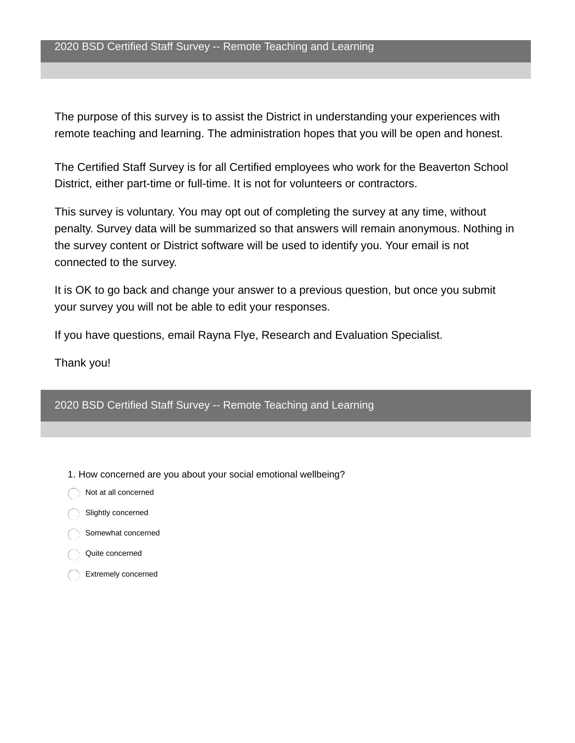## 2020 BSD Certified Staff Survey -- Remote Teaching and Learning

The purpose of this survey is to assist the District in understanding your experiences with remote teaching and learning. The administration hopes that you will be open and honest.

The Certified Staff Survey is for all Certified employees who work for the Beaverton School District, either part-time or full-time. It is not for volunteers or contractors.

This survey is voluntary. You may opt out of completing the survey at any time, without penalty. Survey data will be summarized so that answers will remain anonymous. Nothing in the survey content or District software will be used to identify you. Your email is not connected to the survey.

It is OK to go back and change your answer to a previous question, but once you submit your survey you will not be able to edit your responses.

If you have questions, email Rayna Flye, Research and Evaluation Specialist.

Thank you!

## 2020 BSD Certified Staff Survey -- Remote Teaching and Learning

1. How concerned are you about your social emotional wellbeing?

- ◯ Not at all concerned
- ◯ Slightly concerned
- ◯ Somewhat concerned
- ◯ Quite concerned
- ◯ Extremely concerned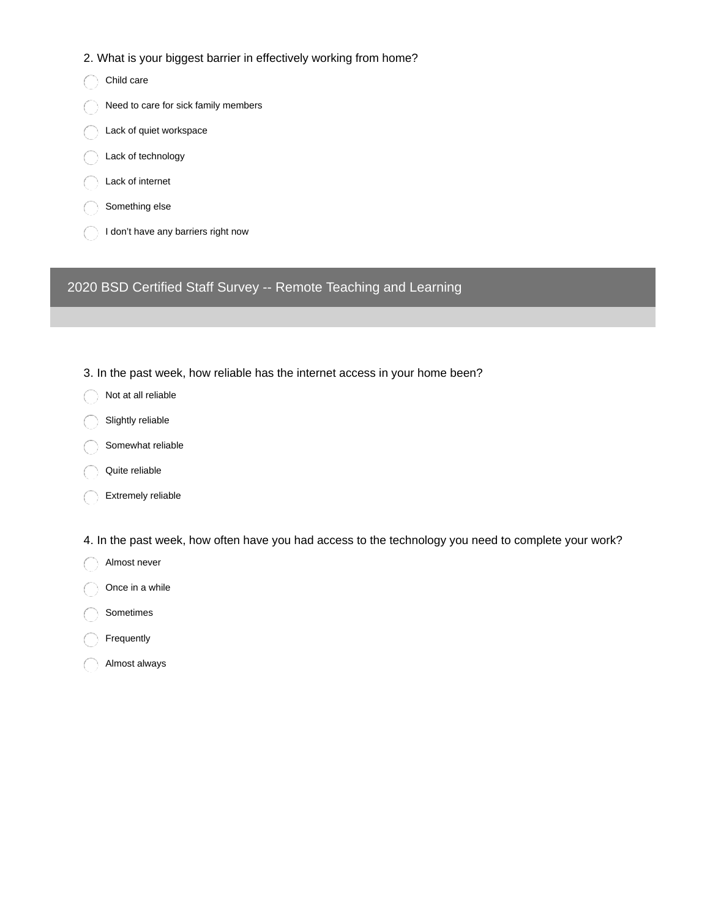2. What is your biggest barrier in effectively working from home?

- Child care
- Need to care for sick family members
- Lack of quiet workspace
- Lack of technology
- Lack of internet
- Something else
- I don’t have any barriers right now

## 2020 BSD Certified Staff Survey -- Remote Teaching and Learning

3. In the past week, how reliable has the internet access in your home been?

- Not at all reliable
- Slightly reliable
- Somewhat reliable
- Quite reliable
- Extremely reliable

4. In the past week, how often have you had access to the technology you need to complete your work?

- Almost never
- Once in a while
- Sometimes
- Frequently
- Almost always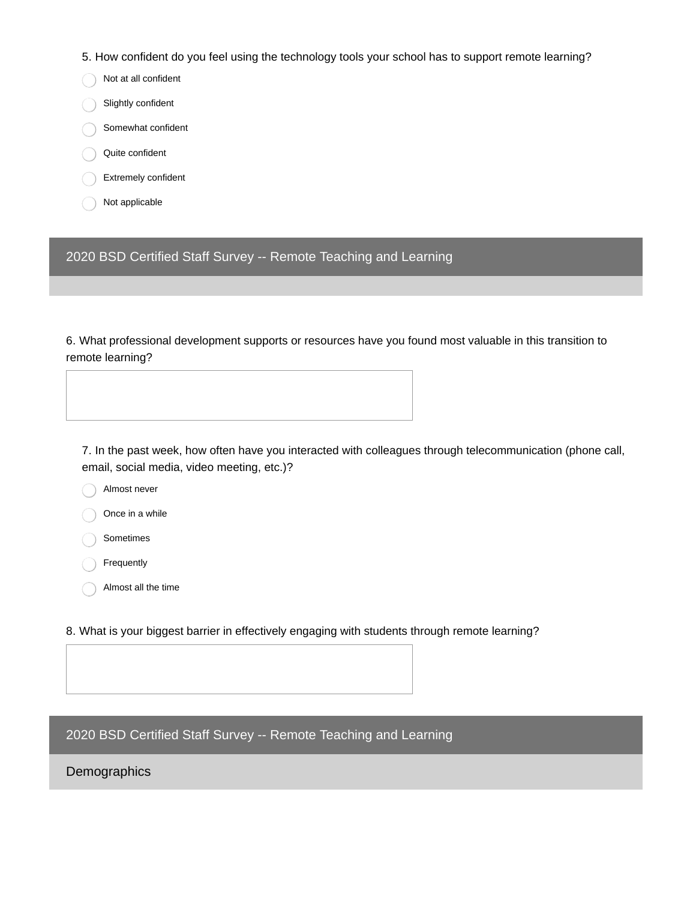5. How confident do you feel using the technology tools your school has to support remote learning?

- Not at all confident
- Slightly confident
- Somewhat confident
- Quite confident
- Extremely confident
- Not applicable

## 2020 BSD Certified Staff Survey -- Remote Teaching and Learning

6. What professional development supports or resources have you found most valuable in this transition to remote learning?

7. In the past week, how often have you interacted with colleagues through telecommunication (phone call, email, social media, video meeting, etc.)?

- Almost never
- Once in a while
- Sometimes
- Frequently
- Almost all the time

8. What is your biggest barrier in effectively engaging with students through remote learning?

## 2020 BSD Certified Staff Survey -- Remote Teaching and Learning

### Demographics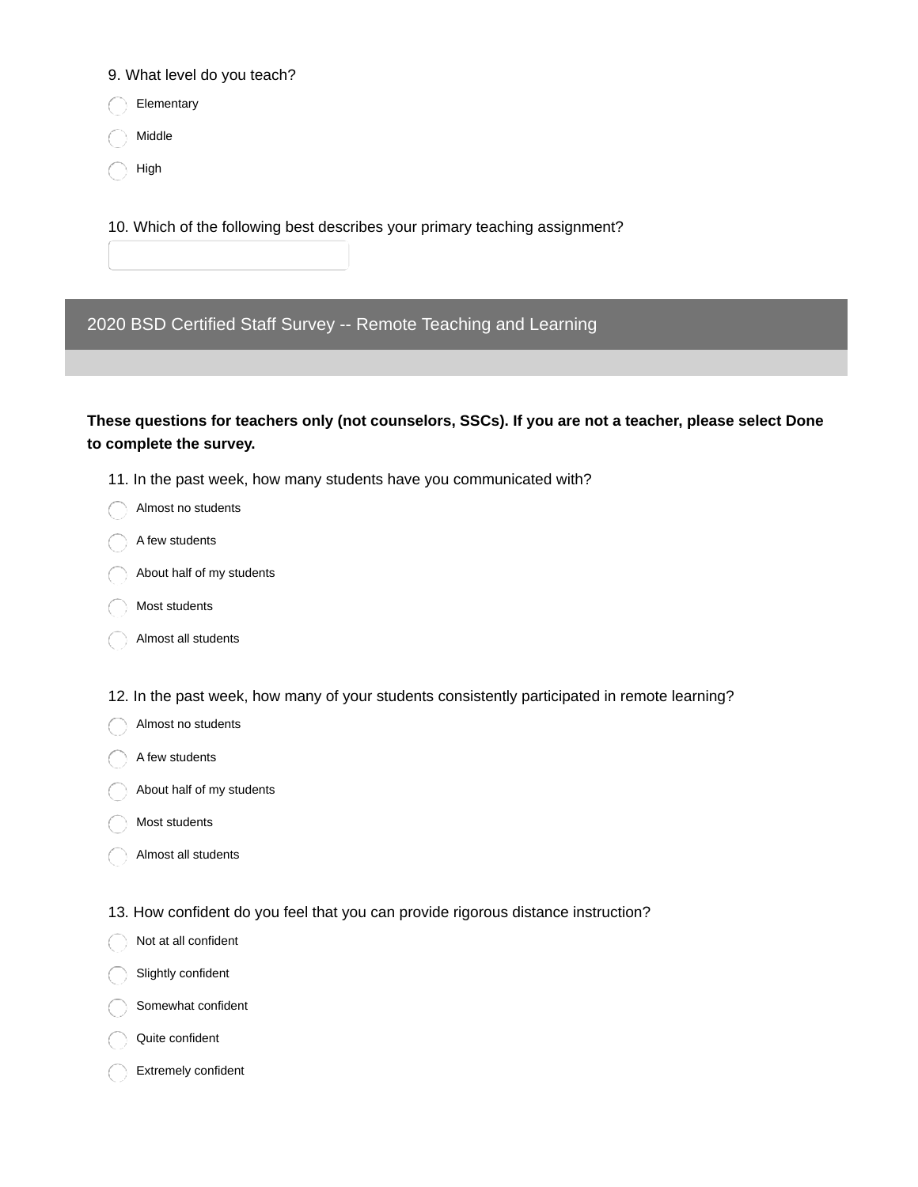9. What level do you teach?

- ◯ Elementary
- ◯ Middle
- ◯ High

10. Which of the following best describes your primary teaching assignment?

[ ]

## 2020 BSD Certified Staff Survey -- Remote Teaching and Learning

**These questions for teachers only (not counselors, SSCs). If you are not a teacher, please select Done to complete the survey.**

11. In the past week, how many students have you communicated with?

- ◯ Almost no students
- ◯ A few students
- ◯ About half of my students
- ◯ Most students
- ◯ Almost all students

12. In the past week, how many of your students consistently participated in remote learning?

- ◯ Almost no students
- ◯ A few students
- ◯ About half of my students
- ◯ Most students
- ◯ Almost all students

13. How confident do you feel that you can provide rigorous distance instruction?

- ◯ Not at all confident
- ◯ Slightly confident
- ◯ Somewhat confident
- ◯ Quite confident
- ◯ Extremely confident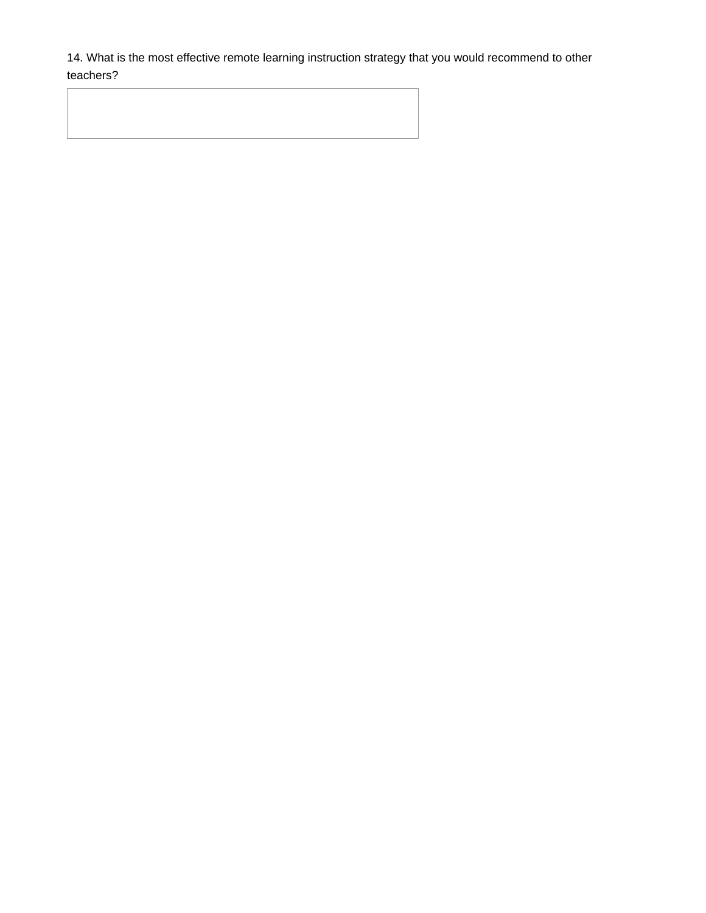14. What is the most effective remote learning instruction strategy that you would recommend to other teachers?